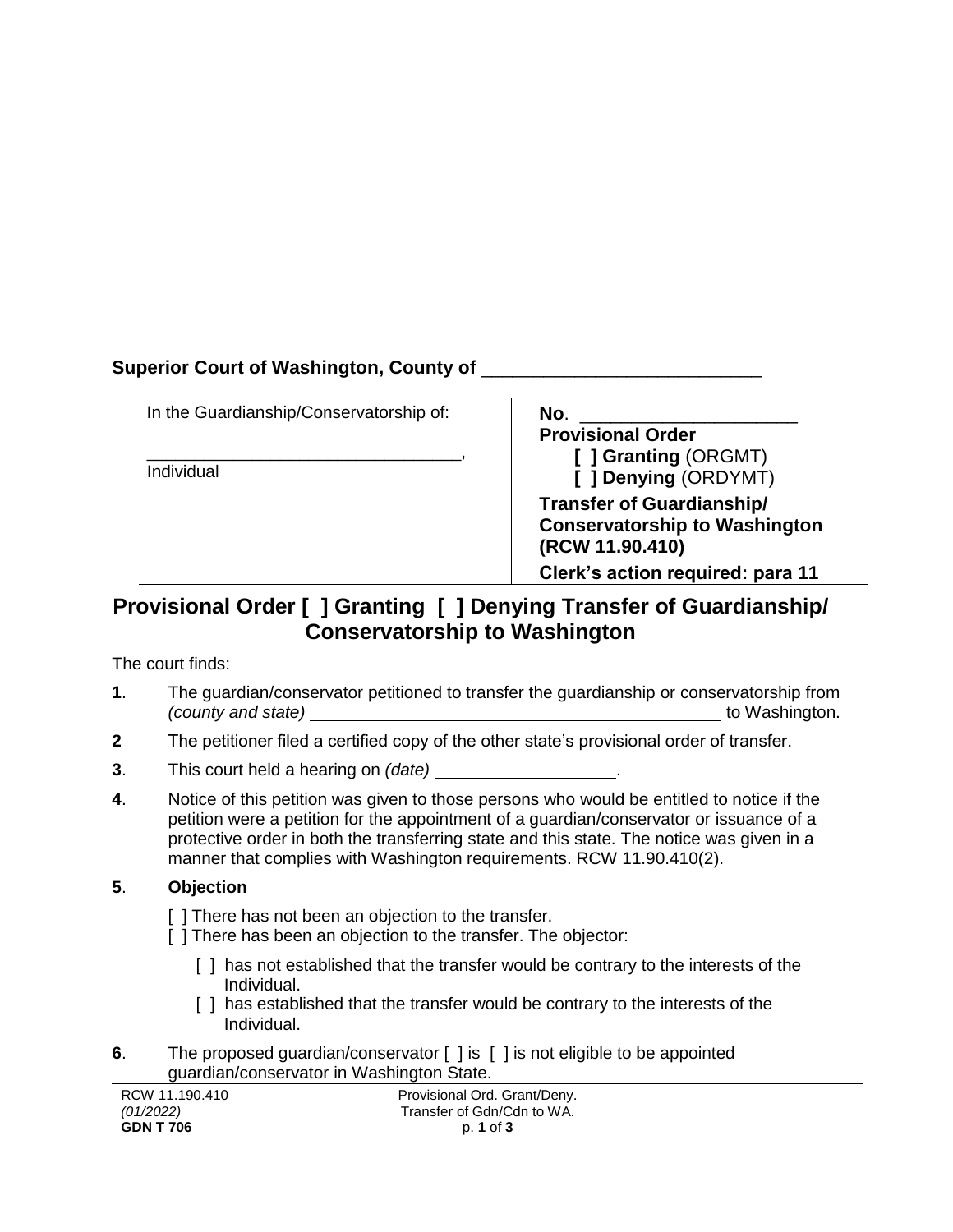**Superior Court of Washington, County of** ___________________________

| In the Guardianship/Conservatorship of: | **No**. _____________________ |
|---|---|
| ________________________________, | **Provisional Order** |
| Individual | **[ ] Granting** (ORGMT) |
| | **[ ] Denying** (ORDYMT) |
| | **Transfer of Guardianship/ Conservatorship to Washington (RCW 11.90.410)** |
| | **Clerk's action required: para 11** |

# Provisional Order [ ] Granting [ ] Denying Transfer of Guardianship/ Conservatorship to Washington

The court finds:

**1**. The guardian/conservator petitioned to transfer the guardianship or conservatorship from *(county and state)* ___________________________________________ to Washington.

**2** The petitioner filed a certified copy of the other state's provisional order of transfer.

**3**. This court held a hearing on *(date)* ___________________.

**4**. Notice of this petition was given to those persons who would be entitled to notice if the petition were a petition for the appointment of a guardian/conservator or issuance of a protective order in both the transferring state and this state. The notice was given in a manner that complies with Washington requirements. RCW 11.90.410(2).

**5**. **Objection**

[ ] There has not been an objection to the transfer.
[ ] There has been an objection to the transfer. The objector:

[ ] has not established that the transfer would be contrary to the interests of the Individual.
[ ] has established that the transfer would be contrary to the interests of the Individual.

**6**. The proposed guardian/conservator [ ] is [ ] is not eligible to be appointed guardian/conservator in Washington State.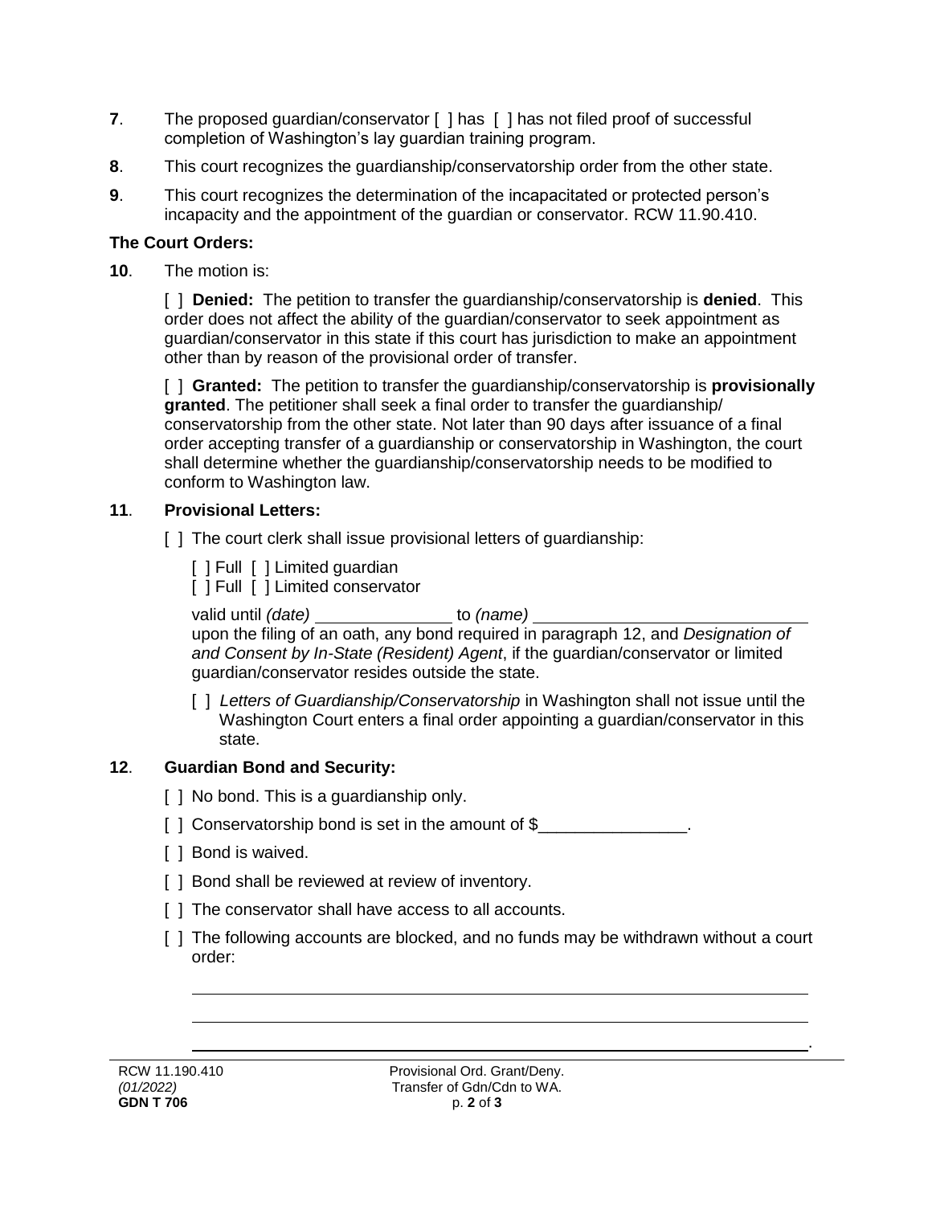**7**. The proposed guardian/conservator [ ] has [ ] has not filed proof of successful completion of Washington's lay guardian training program.

**8**. This court recognizes the guardianship/conservatorship order from the other state.

**9**. This court recognizes the determination of the incapacitated or protected person's incapacity and the appointment of the guardian or conservator. RCW 11.90.410.

**The Court Orders:**

**10**. The motion is:

[ ] **Denied:** The petition to transfer the guardianship/conservatorship is **denied**. This order does not affect the ability of the guardian/conservator to seek appointment as guardian/conservator in this state if this court has jurisdiction to make an appointment other than by reason of the provisional order of transfer.

[ ] **Granted:** The petition to transfer the guardianship/conservatorship is **provisionally granted**. The petitioner shall seek a final order to transfer the guardianship/ conservatorship from the other state. Not later than 90 days after issuance of a final order accepting transfer of a guardianship or conservatorship in Washington, the court shall determine whether the guardianship/conservatorship needs to be modified to conform to Washington law.

**11**. **Provisional Letters:**

[ ] The court clerk shall issue provisional letters of guardianship:

[ ] Full [ ] Limited guardian
[ ] Full [ ] Limited conservator

valid until *(date)* _______________ to *(name)* ______________________________
upon the filing of an oath, any bond required in paragraph 12, and *Designation of and Consent by In-State (Resident) Agent*, if the guardian/conservator or limited guardian/conservator resides outside the state.

[ ] *Letters of Guardianship/Conservatorship* in Washington shall not issue until the Washington Court enters a final order appointing a guardian/conservator in this state.

**12**. **Guardian Bond and Security:**

[ ] No bond. This is a guardianship only.

[ ] Conservatorship bond is set in the amount of $________________.

[ ] Bond is waived.

[ ] Bond shall be reviewed at review of inventory.

[ ] The conservator shall have access to all accounts.

[ ] The following accounts are blocked, and no funds may be withdrawn without a court order:

______________________________________________________________________________

______________________________________________________________________________

______________________________________________________________________________.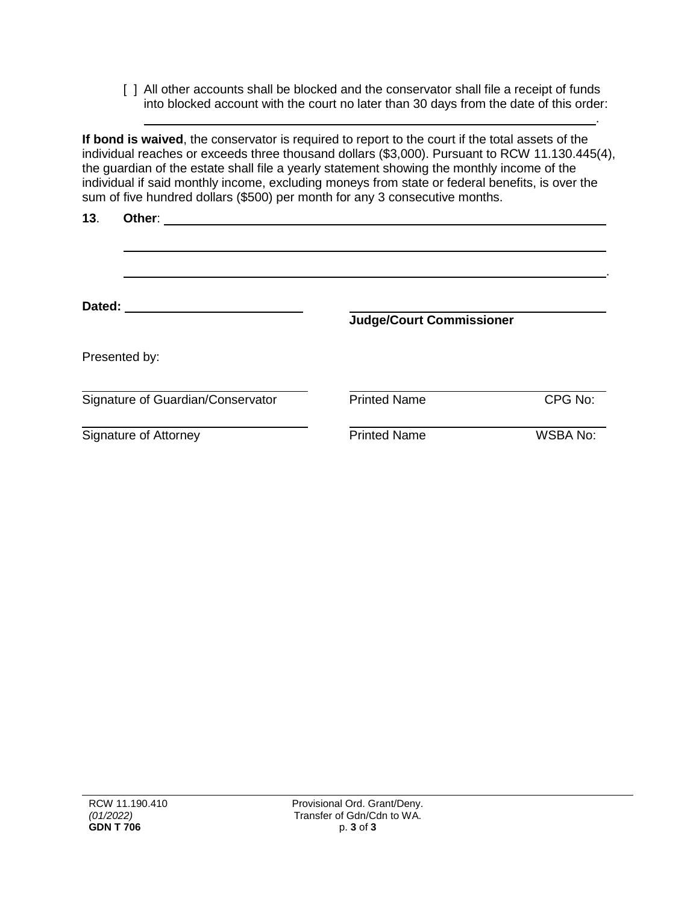[ ] All other accounts shall be blocked and the conservator shall file a receipt of funds into blocked account with the court no later than 30 days from the date of this order: ______________________________________________.

**If bond is waived**, the conservator is required to report to the court if the total assets of the individual reaches or exceeds three thousand dollars ($3,000). Pursuant to RCW 11.130.445(4), the guardian of the estate shall file a yearly statement showing the monthly income of the individual if said monthly income, excluding moneys from state or federal benefits, is over the sum of five hundred dollars ($500) per month for any 3 consecutive months.

**13**. **Other**: ______________________________________________

______________________________________________

______________________________________________.

**Dated:** ______________________ ______________________________
**Judge/Court Commissioner**

Presented by:

______________________________ ______________________________
Signature of Guardian/Conservator Printed Name CPG No:

______________________________ ______________________________
Signature of Attorney Printed Name WSBA No:

RCW 11.190.410
*(01/2022)*
**GDN T 706**

Provisional Ord. Grant/Deny. Transfer of Gdn/Cdn to WA.